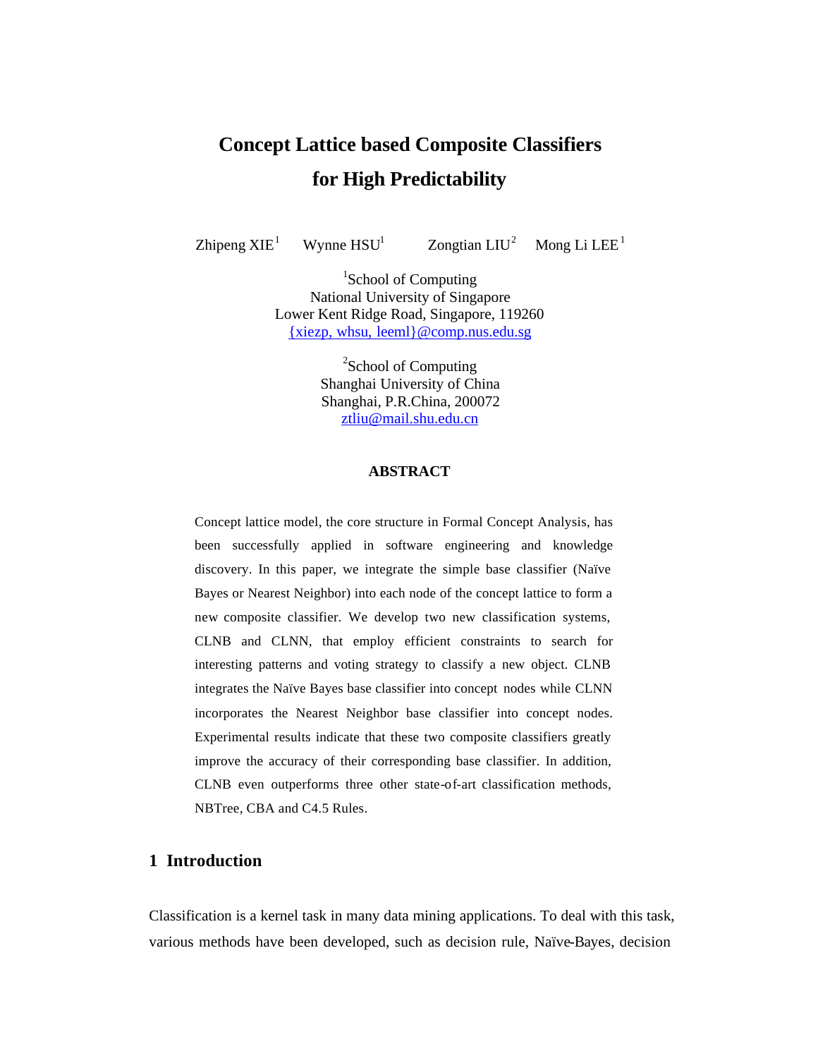# Concept Lattice based Composite Classifiers for High Predictability

Zhipeng XIE[1] Wynne HSU[1] Zongtian LIU[2] Mong Li LEE[1]

[1]School of Computing
National University of Singapore
Lower Kent Ridge Road, Singapore, 119260
{xiezp, whsu, leeml}@comp.nus.edu.sg

[2]School of Computing
Shanghai University of China
Shanghai, P.R.China, 200072
ztliu@mail.shu.edu.cn

**ABSTRACT**

Concept lattice model, the core structure in Formal Concept Analysis, has been successfully applied in software engineering and knowledge discovery. In this paper, we integrate the simple base classifier (Naïve Bayes or Nearest Neighbor) into each node of the concept lattice to form a new composite classifier. We develop two new classification systems, CLNB and CLNN, that employ efficient constraints to search for interesting patterns and voting strategy to classify a new object. CLNB integrates the Naïve Bayes base classifier into concept nodes while CLNN incorporates the Nearest Neighbor base classifier into concept nodes. Experimental results indicate that these two composite classifiers greatly improve the accuracy of their corresponding base classifier. In addition, CLNB even outperforms three other state-of-art classification methods, NBTree, CBA and C4.5 Rules.

## 1 Introduction

Classification is a kernel task in many data mining applications. To deal with this task, various methods have been developed, such as decision rule, Naïve-Bayes, decision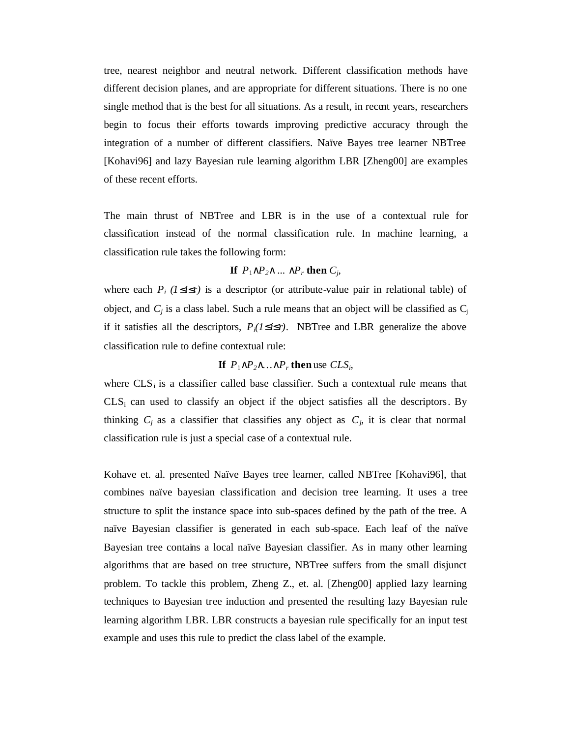tree, nearest neighbor and neutral network. Different classification methods have different decision planes, and are appropriate for different situations. There is no one single method that is the best for all situations. As a result, in recent years, researchers begin to focus their efforts towards improving predictive accuracy through the integration of a number of different classifiers. Naïve Bayes tree learner NBTree [Kohavi96] and lazy Bayesian rule learning algorithm LBR [Zheng00] are examples of these recent efforts.

The main thrust of NBTree and LBR is in the use of a contextual rule for classification instead of the normal classification rule. In machine learning, a classification rule takes the following form:

$$\textbf{If } P_1 \wedge P_2 \wedge \ldots \wedge P_r \textbf{ then } C_j,$$

where each $P_i$ $(1 \leq i \leq r)$ is a descriptor (or attribute-value pair in relational table) of object, and $C_j$ is a class label. Such a rule means that an object will be classified as $C_j$ if it satisfies all the descriptors, $P_i (1 \leq i \leq r)$. NBTree and LBR generalize the above classification rule to define contextual rule:

$$\textbf{If } P_1 \wedge P_2 \wedge \ldots \wedge P_r \textbf{ then} \text{ use } CLS_i,$$

where $CLS_i$ is a classifier called base classifier. Such a contextual rule means that $CLS_i$ can used to classify an object if the object satisfies all the descriptors. By thinking $C_j$ as a classifier that classifies any object as $C_j$, it is clear that normal classification rule is just a special case of a contextual rule.

Kohave et. al. presented Naïve Bayes tree learner, called NBTree [Kohavi96], that combines naïve bayesian classification and decision tree learning. It uses a tree structure to split the instance space into sub-spaces defined by the path of the tree. A naïve Bayesian classifier is generated in each sub-space. Each leaf of the naïve Bayesian tree contains a local naïve Bayesian classifier. As in many other learning algorithms that are based on tree structure, NBTree suffers from the small disjunct problem. To tackle this problem, Zheng Z., et. al. [Zheng00] applied lazy learning techniques to Bayesian tree induction and presented the resulting lazy Bayesian rule learning algorithm LBR. LBR constructs a bayesian rule specifically for an input test example and uses this rule to predict the class label of the example.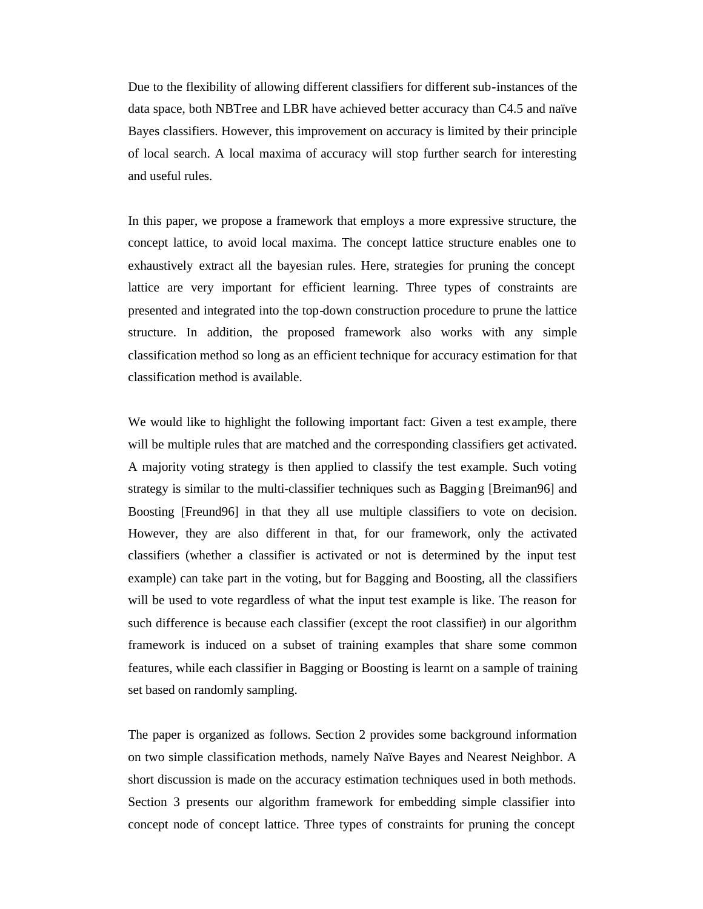Due to the flexibility of allowing different classifiers for different sub-instances of the data space, both NBTree and LBR have achieved better accuracy than C4.5 and naïve Bayes classifiers. However, this improvement on accuracy is limited by their principle of local search. A local maxima of accuracy will stop further search for interesting and useful rules.

In this paper, we propose a framework that employs a more expressive structure, the concept lattice, to avoid local maxima. The concept lattice structure enables one to exhaustively extract all the bayesian rules. Here, strategies for pruning the concept lattice are very important for efficient learning. Three types of constraints are presented and integrated into the top-down construction procedure to prune the lattice structure. In addition, the proposed framework also works with any simple classification method so long as an efficient technique for accuracy estimation for that classification method is available.

We would like to highlight the following important fact: Given a test example, there will be multiple rules that are matched and the corresponding classifiers get activated. A majority voting strategy is then applied to classify the test example. Such voting strategy is similar to the multi-classifier techniques such as Bagging [Breiman96] and Boosting [Freund96] in that they all use multiple classifiers to vote on decision. However, they are also different in that, for our framework, only the activated classifiers (whether a classifier is activated or not is determined by the input test example) can take part in the voting, but for Bagging and Boosting, all the classifiers will be used to vote regardless of what the input test example is like. The reason for such difference is because each classifier (except the root classifier) in our algorithm framework is induced on a subset of training examples that share some common features, while each classifier in Bagging or Boosting is learnt on a sample of training set based on randomly sampling.

The paper is organized as follows. Section 2 provides some background information on two simple classification methods, namely Naïve Bayes and Nearest Neighbor. A short discussion is made on the accuracy estimation techniques used in both methods. Section 3 presents our algorithm framework for embedding simple classifier into concept node of concept lattice. Three types of constraints for pruning the concept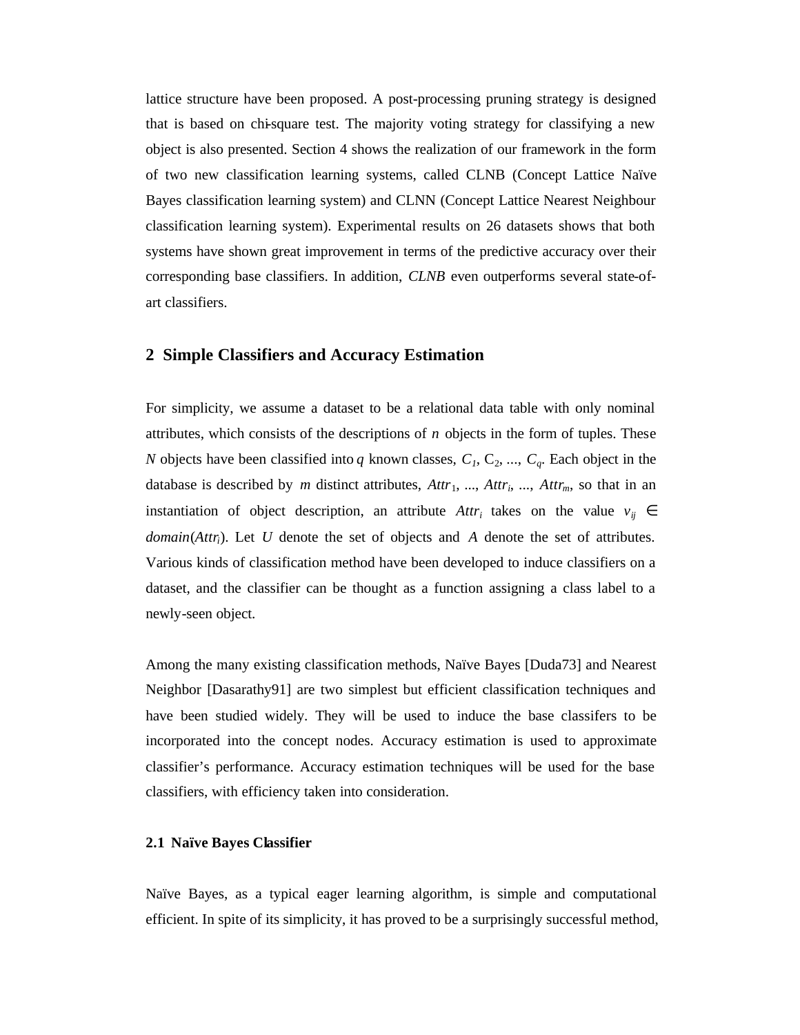lattice structure have been proposed. A post-processing pruning strategy is designed that is based on chi-square test. The majority voting strategy for classifying a new object is also presented. Section 4 shows the realization of our framework in the form of two new classification learning systems, called CLNB (Concept Lattice Naïve Bayes classification learning system) and CLNN (Concept Lattice Nearest Neighbour classification learning system). Experimental results on 26 datasets shows that both systems have shown great improvement in terms of the predictive accuracy over their corresponding base classifiers. In addition, *CLNB* even outperforms several state-of-art classifiers.

## 2 Simple Classifiers and Accuracy Estimation

For simplicity, we assume a dataset to be a relational data table with only nominal attributes, which consists of the descriptions of $n$ objects in the form of tuples. These $N$ objects have been classified into $q$ known classes, $C_1$, $C_2$, ..., $C_q$. Each object in the database is described by $m$ distinct attributes, $Attr_1$, ..., $Attr_i$, ..., $Attr_m$, so that in an instantiation of object description, an attribute $Attr_i$ takes on the value $v_{ij} \in domain(Attr_i)$. Let $U$ denote the set of objects and $A$ denote the set of attributes. Various kinds of classification method have been developed to induce classifiers on a dataset, and the classifier can be thought as a function assigning a class label to a newly-seen object.

Among the many existing classification methods, Naïve Bayes [Duda73] and Nearest Neighbor [Dasarathy91] are two simplest but efficient classification techniques and have been studied widely. They will be used to induce the base classifers to be incorporated into the concept nodes. Accuracy estimation is used to approximate classifier's performance. Accuracy estimation techniques will be used for the base classifiers, with efficiency taken into consideration.

### 2.1 Naïve Bayes Classifier

Naïve Bayes, as a typical eager learning algorithm, is simple and computational efficient. In spite of its simplicity, it has proved to be a surprisingly successful method,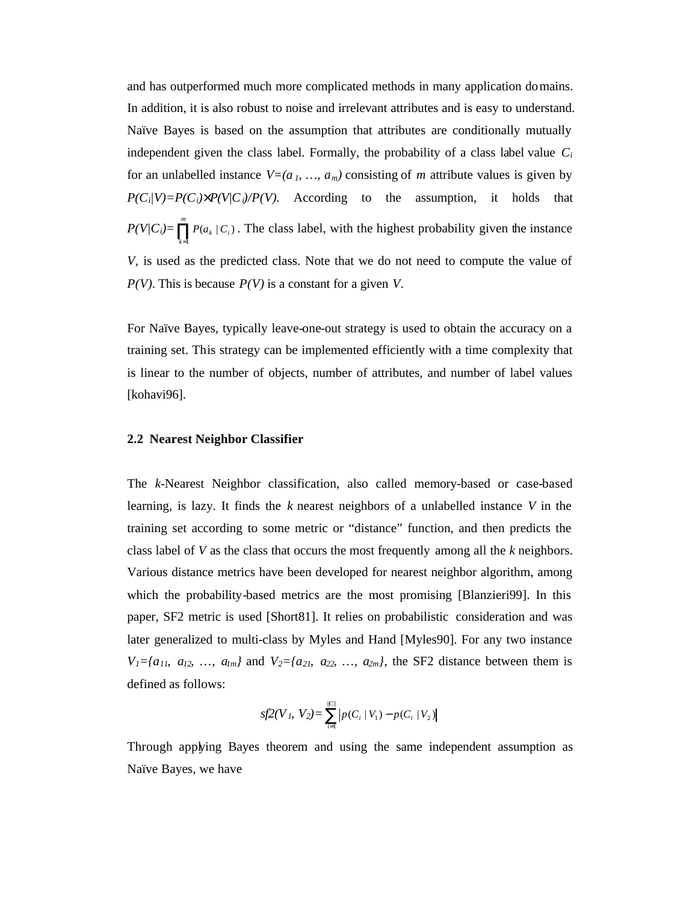and has outperformed much more complicated methods in many application domains. In addition, it is also robust to noise and irrelevant attributes and is easy to understand. Naïve Bayes is based on the assumption that attributes are conditionally mutually independent given the class label. Formally, the probability of a class label value $C_i$ for an unlabelled instance $V=(a_1, \ldots, a_m)$ consisting of $m$ attribute values is given by $P(C_i|V)=P(C_i)\times P(V|C_i)/P(V)$. According to the assumption, it holds that $P(V|C_i)=\prod_{k=1}^{m} P(a_k \mid C_i)$. The class label, with the highest probability given the instance $V$, is used as the predicted class. Note that we do not need to compute the value of $P(V)$. This is because $P(V)$ is a constant for a given $V$.

For Naïve Bayes, typically leave-one-out strategy is used to obtain the accuracy on a training set. This strategy can be implemented efficiently with a time complexity that is linear to the number of objects, number of attributes, and number of label values [kohavi96].

### 2.2 Nearest Neighbor Classifier

The $k$-Nearest Neighbor classification, also called memory-based or case-based learning, is lazy. It finds the $k$ nearest neighbors of a unlabelled instance $V$ in the training set according to some metric or "distance" function, and then predicts the class label of $V$ as the class that occurs the most frequently among all the $k$ neighbors. Various distance metrics have been developed for nearest neighbor algorithm, among which the probability-based metrics are the most promising [Blanzieri99]. In this paper, SF2 metric is used [Short81]. It relies on probabilistic consideration and was later generalized to multi-class by Myles and Hand [Myles90]. For any two instance $V_1=\{a_{11}, a_{12}, \ldots, a_{1m}\}$ and $V_2=\{a_{21}, a_{22}, \ldots, a_{2m}\}$, the SF2 distance between them is defined as follows:

$$sf2(V_1, V_2)=\sum_{i=1}^{\|C\|} \left| p(C_i \mid V_1) - p(C_i \mid V_2) \right|$$

Through applying Bayes theorem and using the same independent assumption as Naïve Bayes, we have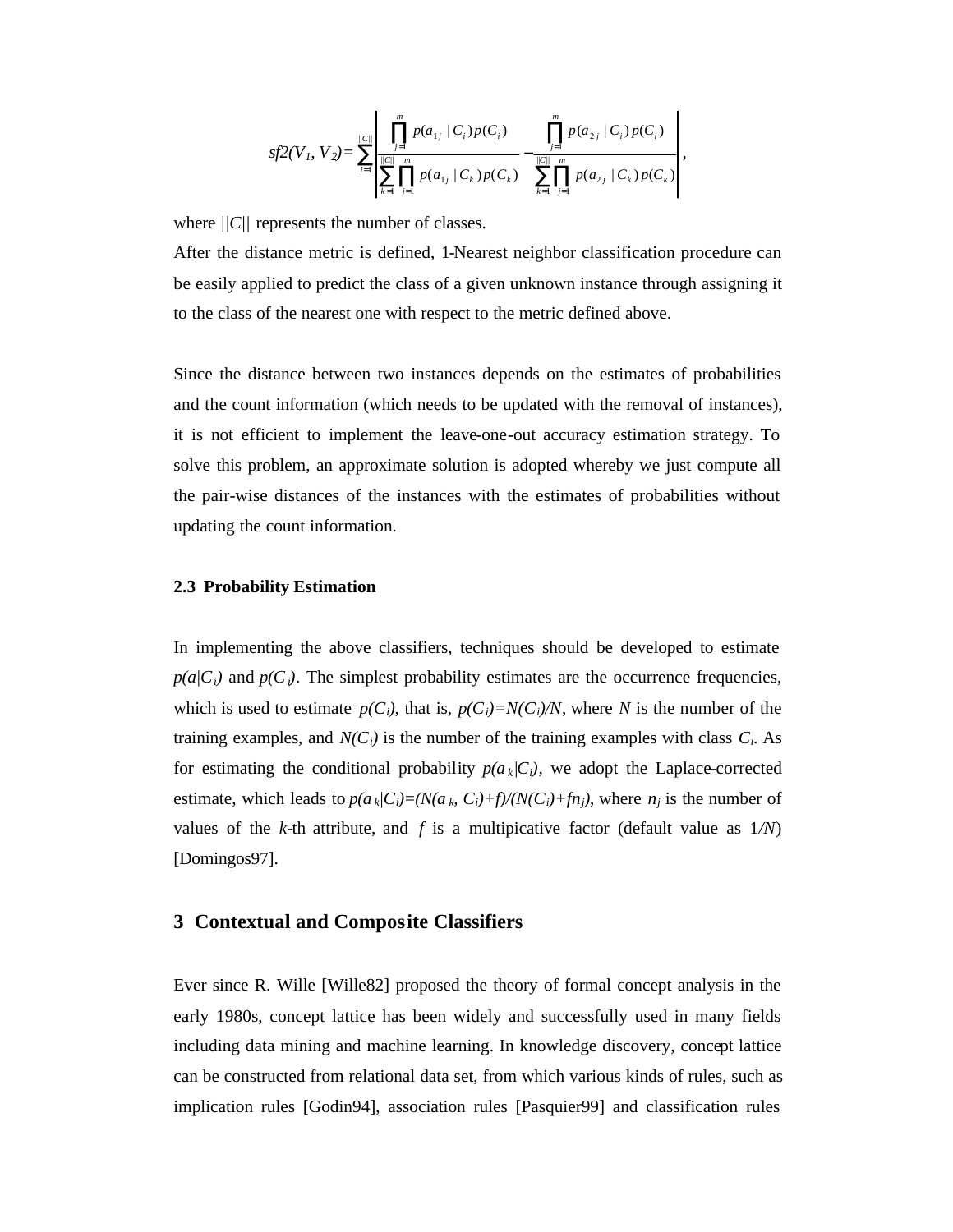$$sf2(V_1, V_2) = \sum_{i=1}^{\|C\|} \left| \frac{\prod_{j=1}^{m} p(a_{1j} \mid C_i) p(C_i)}{\sum_{k=1}^{\|C\|} \prod_{j=1}^{m} p(a_{1j} \mid C_k) p(C_k)} - \frac{\prod_{j=1}^{m} p(a_{2j} \mid C_i) p(C_i)}{\sum_{k=1}^{\|C\|} \prod_{j=1}^{m} p(a_{2j} \mid C_k) p(C_k)} \right|,$$

where $||C||$ represents the number of classes.

After the distance metric is defined, 1-Nearest neighbor classification procedure can be easily applied to predict the class of a given unknown instance through assigning it to the class of the nearest one with respect to the metric defined above.

Since the distance between two instances depends on the estimates of probabilities and the count information (which needs to be updated with the removal of instances), it is not efficient to implement the leave-one-out accuracy estimation strategy. To solve this problem, an approximate solution is adopted whereby we just compute all the pair-wise distances of the instances with the estimates of probabilities without updating the count information.

### 2.3 Probability Estimation

In implementing the above classifiers, techniques should be developed to estimate $p(a|C_i)$ and $p(C_i)$. The simplest probability estimates are the occurrence frequencies, which is used to estimate $p(C_i)$, that is, $p(C_i)=N(C_i)/N$, where $N$ is the number of the training examples, and $N(C_i)$ is the number of the training examples with class $C_i$. As for estimating the conditional probability $p(a_k|C_i)$, we adopt the Laplace-corrected estimate, which leads to $p(a_k|C_i)=(N(a_k, C_i)+f)/(N(C_i)+fn_j)$, where $n_j$ is the number of values of the $k$-th attribute, and $f$ is a multipicative factor (default value as $1/N$) [Domingos97].

## 3 Contextual and Composite Classifiers

Ever since R. Wille [Wille82] proposed the theory of formal concept analysis in the early 1980s, concept lattice has been widely and successfully used in many fields including data mining and machine learning. In knowledge discovery, concept lattice can be constructed from relational data set, from which various kinds of rules, such as implication rules [Godin94], association rules [Pasquier99] and classification rules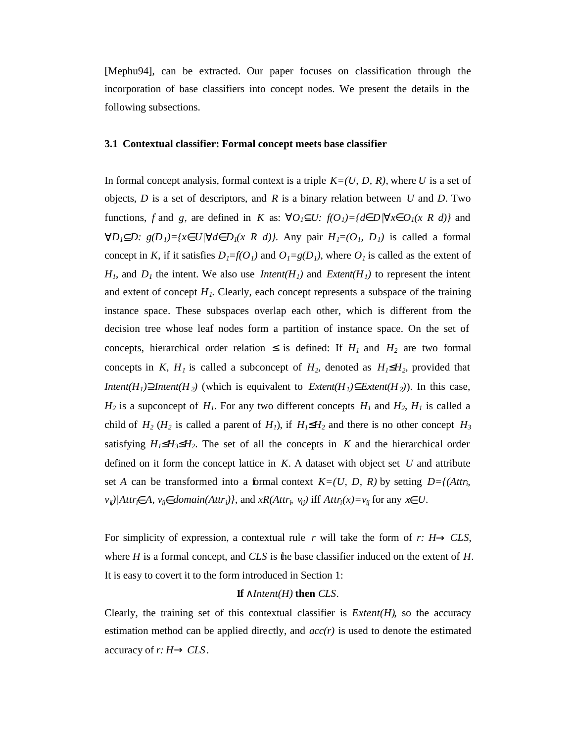[Mephu94], can be extracted. Our paper focuses on classification through the incorporation of base classifiers into concept nodes. We present the details in the following subsections.

### 3.1 Contextual classifier: Formal concept meets base classifier

In formal concept analysis, formal context is a triple $K=(U, D, R)$, where $U$ is a set of objects, $D$ is a set of descriptors, and $R$ is a binary relation between $U$ and $D$. Two functions, $f$ and $g$, are defined in $K$ as: $\forall O_1 \subseteq U$: $f(O_1)=\{d \in D | \forall x \in O_1 (x\ R\ d)\}$ and $\forall D_1 \subseteq D$: $g(D_1)=\{x \in U | \forall d \in D_1 (x\ R\ d)\}$. Any pair $H_1=(O_1, D_1)$ is called a formal concept in $K$, if it satisfies $D_1=f(O_1)$ and $O_1=g(D_1)$, where $O_1$ is called as the extent of $H_1$, and $D_1$ the intent. We also use $Intent(H_1)$ and $Extent(H_1)$ to represent the intent and extent of concept $H_1$. Clearly, each concept represents a subspace of the training instance space. These subspaces overlap each other, which is different from the decision tree whose leaf nodes form a partition of instance space. On the set of concepts, hierarchical order relation $\leq$ is defined: If $H_1$ and $H_2$ are two formal concepts in $K$, $H_1$ is called a subconcept of $H_2$, denoted as $H_1 \leq H_2$, provided that $Intent(H_1) \supseteq Intent(H_2)$ (which is equivalent to $Extent(H_1) \subseteq Extent(H_2)$). In this case, $H_2$ is a supconcept of $H_1$. For any two different concepts $H_1$ and $H_2$, $H_1$ is called a child of $H_2$ ($H_2$ is called a parent of $H_1$), if $H_1 \leq H_2$ and there is no other concept $H_3$ satisfying $H_1 \leq H_3 \leq H_2$. The set of all the concepts in $K$ and the hierarchical order defined on it form the concept lattice in $K$. A dataset with object set $U$ and attribute set $A$ can be transformed into a formal context $K=(U, D, R)$ by setting $D=\{(Attr_i, v_{ij}) | Attr_i \in A, v_{ij} \in domain(Attr_i)\}$, and $xR(Attr_i, v_{ij})$ iff $Attr_i(x)=v_{ij}$ for any $x \in U$.

For simplicity of expression, a contextual rule $r$ will take the form of $r: H \rightarrow CLS$, where $H$ is a formal concept, and $CLS$ is the base classifier induced on the extent of $H$. It is easy to covert it to the form introduced in Section 1:

$$\textbf{If } \wedge Intent(H) \textbf{ then } CLS.$$

Clearly, the training set of this contextual classifier is $Extent(H)$, so the accuracy estimation method can be applied directly, and $acc(r)$ is used to denote the estimated accuracy of $r: H \rightarrow CLS$.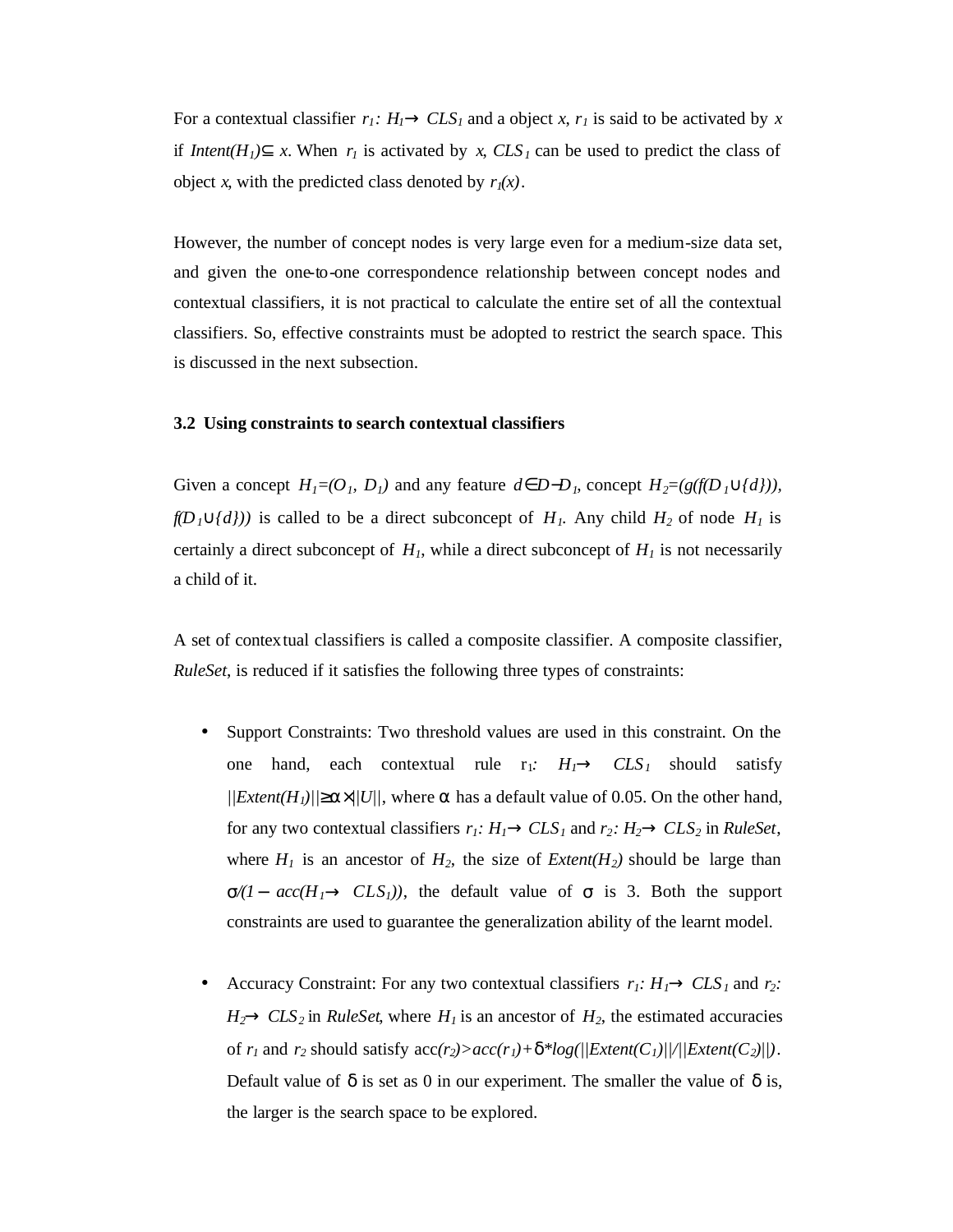For a contextual classifier $r_1$: $H_1 \rightarrow CLS_1$ and a object $x$, $r_1$ is said to be activated by $x$ if $Intent(H_1) \subseteq x$. When $r_1$ is activated by $x$, $CLS_1$ can be used to predict the class of object $x$, with the predicted class denoted by $r_1(x)$.

However, the number of concept nodes is very large even for a medium-size data set, and given the one-to-one correspondence relationship between concept nodes and contextual classifiers, it is not practical to calculate the entire set of all the contextual classifiers. So, effective constraints must be adopted to restrict the search space. This is discussed in the next subsection.

### 3.2 Using constraints to search contextual classifiers

Given a concept $H_1=(O_1, D_1)$ and any feature $d \in D-D_1$, concept $H_2=(g(f(D_1 \cup \{d\})), f(D_1 \cup \{d\}))$ is called to be a direct subconcept of $H_1$. Any child $H_2$ of node $H_1$ is certainly a direct subconcept of $H_1$, while a direct subconcept of $H_1$ is not necessarily a child of it.

A set of contextual classifiers is called a composite classifier. A composite classifier, *RuleSet*, is reduced if it satisfies the following three types of constraints:

- Support Constraints: Two threshold values are used in this constraint. On the one hand, each contextual rule $r_1$: $H_1 \rightarrow CLS_1$ should satisfy $||Extent(H_1)|| \geq \alpha \times ||U||$, where $\alpha$ has a default value of 0.05. On the other hand, for any two contextual classifiers $r_1$: $H_1 \rightarrow CLS_1$ and $r_2$: $H_2 \rightarrow CLS_2$ in *RuleSet*, where $H_1$ is an ancestor of $H_2$, the size of $Extent(H_2)$ should be large than $\sigma/(1 - acc(H_1 \rightarrow CLS_1))$, the default value of $\sigma$ is 3. Both the support constraints are used to guarantee the generalization ability of the learnt model.

- Accuracy Constraint: For any two contextual classifiers $r_1$: $H_1 \rightarrow CLS_1$ and $r_2$: $H_2 \rightarrow CLS_2$ in *RuleSet*, where $H_1$ is an ancestor of $H_2$, the estimated accuracies of $r_1$ and $r_2$ should satisfy $acc(r_2) > acc(r_1) + \delta * log(||Extent(C_1)||/||Extent(C_2)||)$. Default value of $\delta$ is set as 0 in our experiment. The smaller the value of $\delta$ is, the larger is the search space to be explored.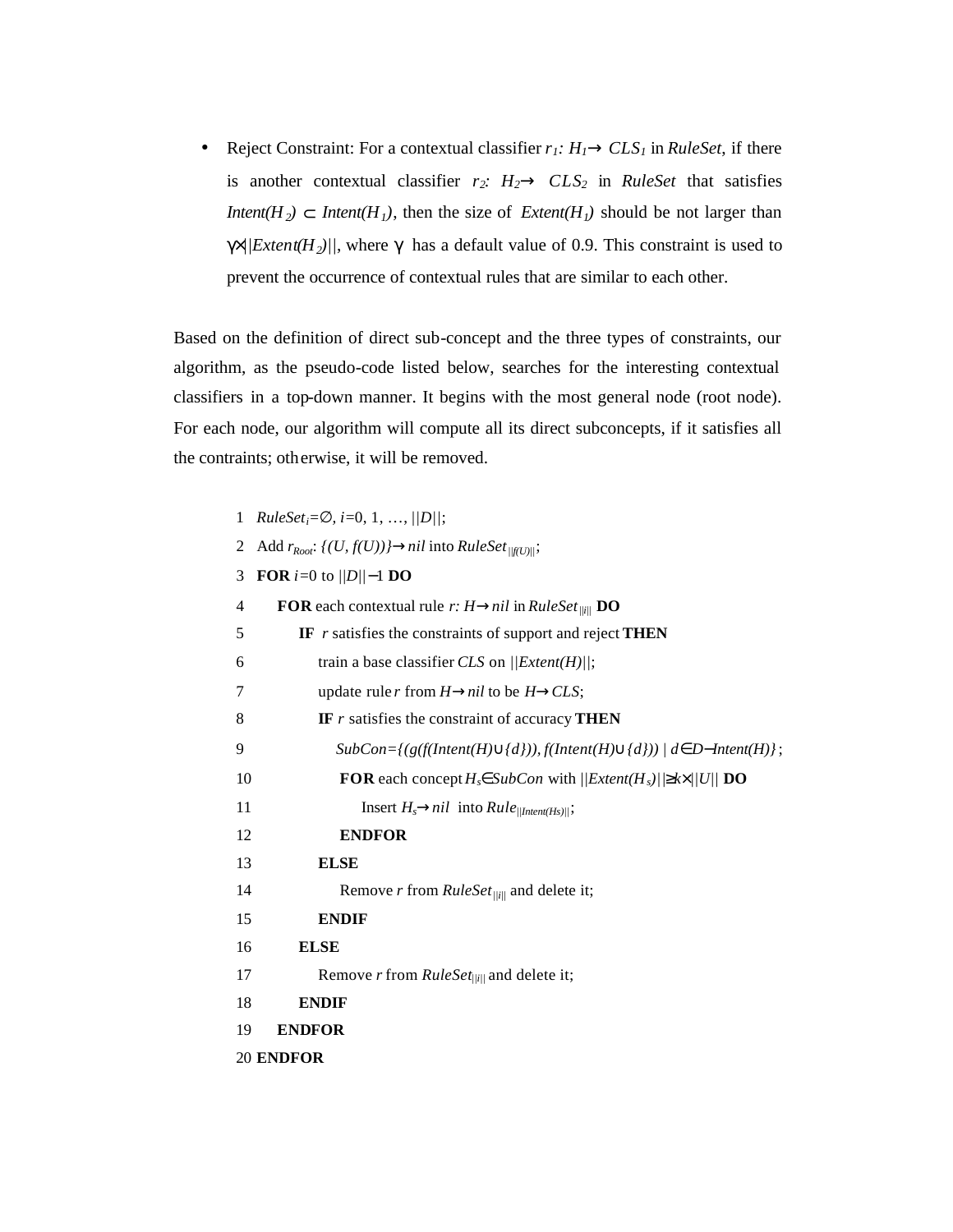- Reject Constraint: For a contextual classifier $r_1$: $H_1 \rightarrow CLS_1$ in *RuleSet*, if there is another contextual classifier $r_2$: $H_2 \rightarrow CLS_2$ in *RuleSet* that satisfies $Intent(H_2) \subset Intent(H_1)$, then the size of $Extent(H_1)$ should be not larger than $\gamma \times ||Extent(H_2)||$, where $\gamma$ has a default value of 0.9. This constraint is used to prevent the occurrence of contextual rules that are similar to each other.

Based on the definition of direct sub-concept and the three types of constraints, our algorithm, as the pseudo-code listed below, searches for the interesting contextual classifiers in a top-down manner. It begins with the most general node (root node). For each node, our algorithm will compute all its direct subconcepts, if it satisfies all the contraints; otherwise, it will be removed.

```
1  RuleSet_i=∅, i=0, 1, …, ||D||;
2  Add r_Root: {(U, f(U))}→nil into RuleSet_||f(U)||;
3  FOR i=0 to ||D||−1 DO
4     FOR each contextual rule r: H→nil in RuleSet_||i|| DO
5        IF r satisfies the constraints of support and reject THEN
6           train a base classifier CLS on ||Extent(H)||;
7           update rule r from H→nil to be H→CLS;
8           IF r satisfies the constraint of accuracy THEN
9              SubCon={(g(f(Intent(H)∪{d})), f(Intent(H)∪{d})) | d∈D−Intent(H)};
10             FOR each concept H_s∈SubCon with ||Extent(H_s)||≥k×||U|| DO
11                Insert H_s→nil into Rule_||Intent(Hs)||;
12             ENDFOR
13          ELSE
14             Remove r from RuleSet_||i|| and delete it;
15          ENDIF
16       ELSE
17          Remove r from RuleSet_||i|| and delete it;
18       ENDIF
19    ENDFOR
20 ENDFOR
```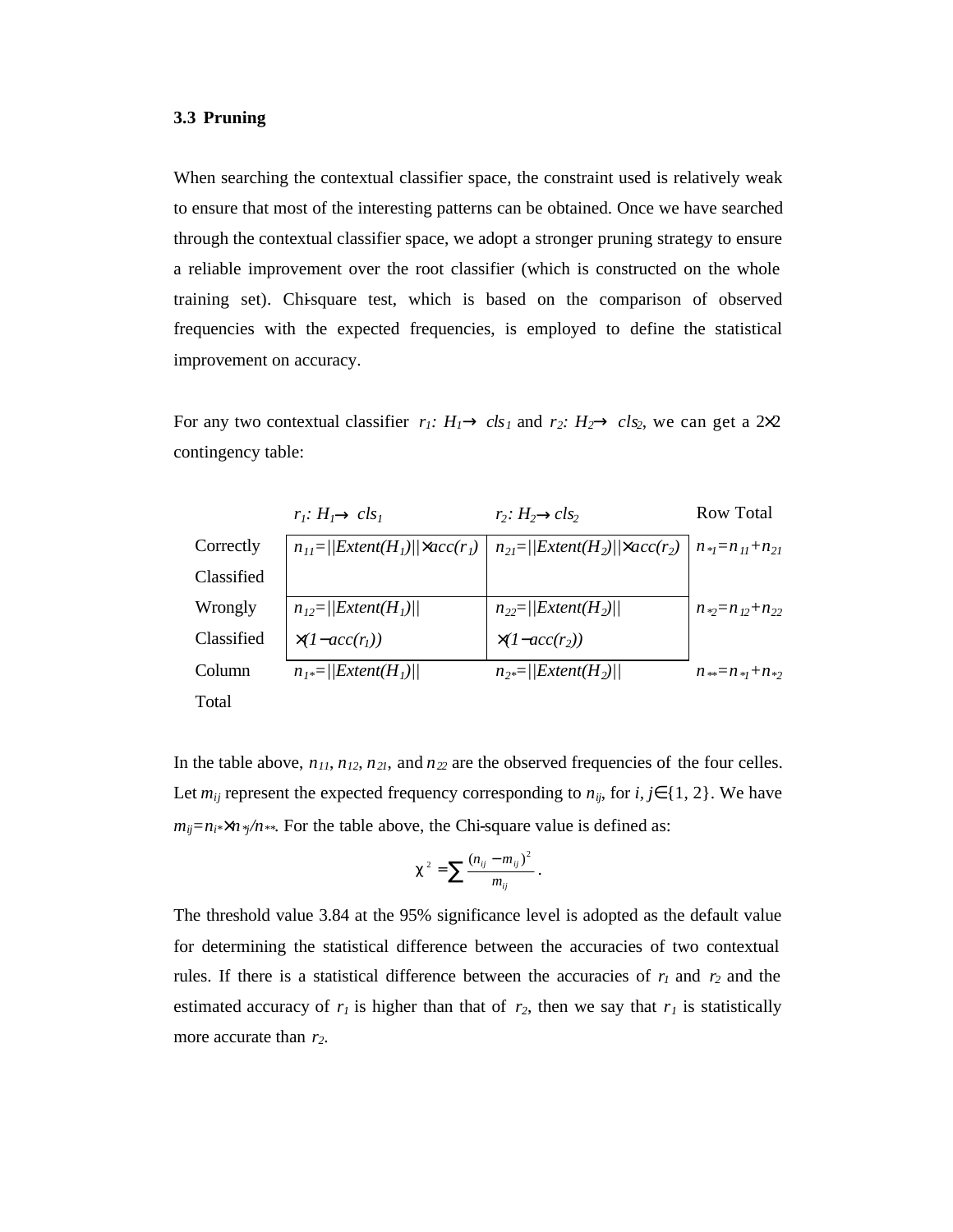### 3.3 Pruning

When searching the contextual classifier space, the constraint used is relatively weak to ensure that most of the interesting patterns can be obtained. Once we have searched through the contextual classifier space, we adopt a stronger pruning strategy to ensure a reliable improvement over the root classifier (which is constructed on the whole training set). Chi-square test, which is based on the comparison of observed frequencies with the expected frequencies, is employed to define the statistical improvement on accuracy.

For any two contextual classifier $r_1$: $H_1 \rightarrow cls_1$ and $r_2$: $H_2 \rightarrow cls_2$, we can get a 2×2 contingency table:

| | $r_1$: $H_1 \rightarrow cls_1$ | $r_2$: $H_2 \rightarrow cls_2$ | Row Total |
|---|---|---|---|
| Correctly Classified | $n_{11}=\|\|Extent(H_1)\|\| \times acc(r_1)$ | $n_{21}=\|\|Extent(H_2)\|\| \times acc(r_2)$ | $n_{*1}=n_{11}+n_{21}$ |
| Wrongly Classified | $n_{12}=\|\|Extent(H_1)\|\| \times (1-acc(r_1))$ | $n_{22}=\|\|Extent(H_2)\|\| \times (1-acc(r_2))$ | $n_{*2}=n_{12}+n_{22}$ |
| Column Total | $n_{1*}=\|\|Extent(H_1)\|\|$ | $n_{2*}=\|\|Extent(H_2)\|\|$ | $n_{**}=n_{*1}+n_{*2}$ |

In the table above, $n_{11}$, $n_{12}$, $n_{21}$, and $n_{22}$ are the observed frequencies of the four celles. Let $m_{ij}$ represent the expected frequency corresponding to $n_{ij}$, for $i, j \in \{1, 2\}$. We have $m_{ij}=n_{i*} \times n_{*j}/n_{**}$. For the table above, the Chi-square value is defined as:

$$\chi^2 = \sum \frac{(n_{ij} - m_{ij})^2}{m_{ij}}.$$

The threshold value 3.84 at the 95% significance level is adopted as the default value for determining the statistical difference between the accuracies of two contextual rules. If there is a statistical difference between the accuracies of $r_1$ and $r_2$ and the estimated accuracy of $r_1$ is higher than that of $r_2$, then we say that $r_1$ is statistically more accurate than $r_2$.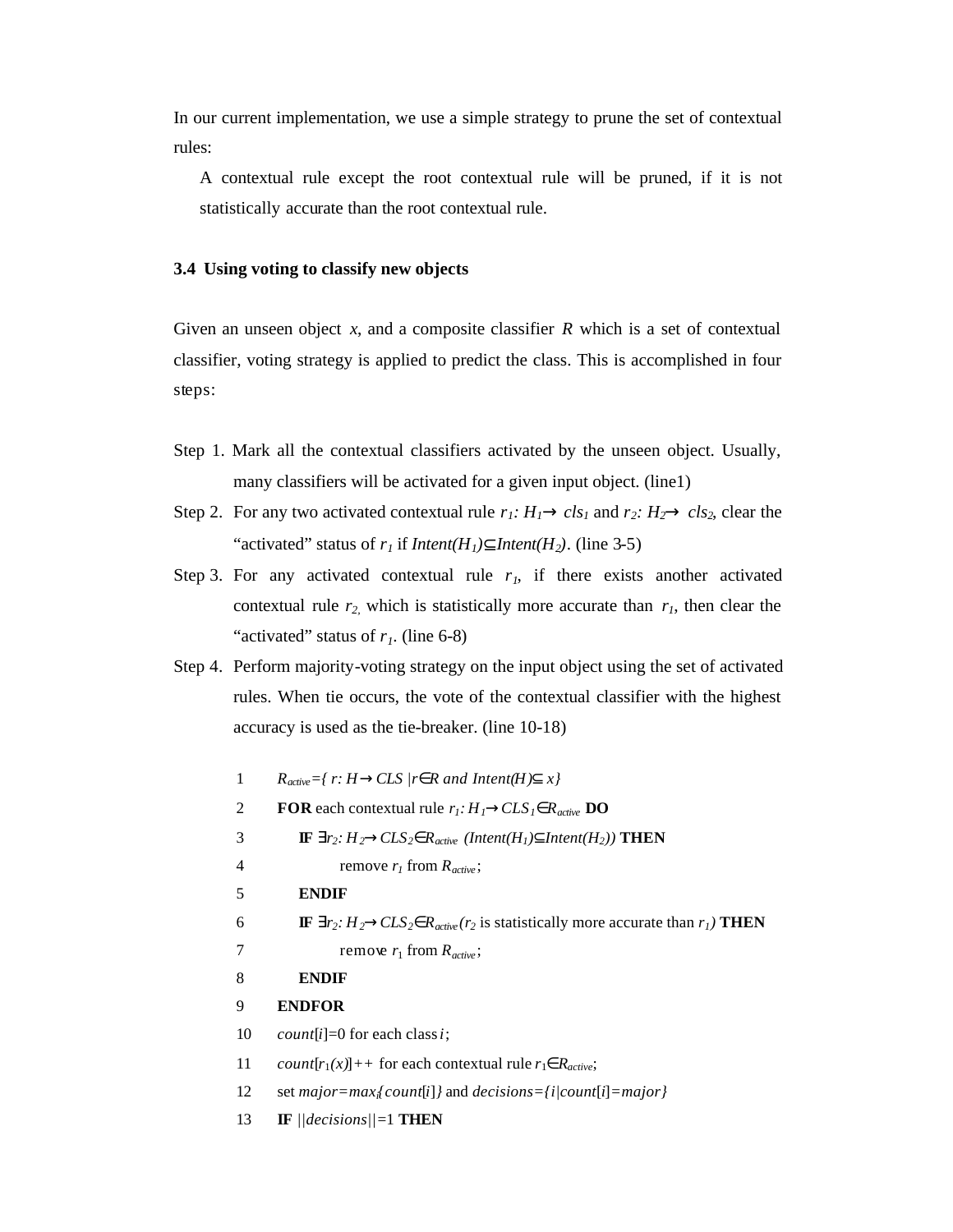In our current implementation, we use a simple strategy to prune the set of contextual rules:

> A contextual rule except the root contextual rule will be pruned, if it is not statistically accurate than the root contextual rule.

### 3.4 Using voting to classify new objects

Given an unseen object $x$, and a composite classifier $R$ which is a set of contextual classifier, voting strategy is applied to predict the class. This is accomplished in four steps:

Step 1. Mark all the contextual classifiers activated by the unseen object. Usually, many classifiers will be activated for a given input object. (line1)

Step 2. For any two activated contextual rule $r_1: H_1 \rightarrow cls_1$ and $r_2: H_2 \rightarrow cls_2$, clear the "activated" status of $r_1$ if $Intent(H_1) \subseteq Intent(H_2)$. (line 3-5)

Step 3. For any activated contextual rule $r_1$, if there exists another activated contextual rule $r_2$, which is statistically more accurate than $r_1$, then clear the "activated" status of $r_1$. (line 6-8)

Step 4. Perform majority-voting strategy on the input object using the set of activated rules. When tie occurs, the vote of the contextual classifier with the highest accuracy is used as the tie-breaker. (line 10-18)

```
1    R_active={ r: H→CLS |r∈R and Intent(H)⊆ x}
2    FOR each contextual rule r1: H1→CLS1∈R_active DO
3        IF ∃r2: H2→CLS2∈R_active (Intent(H1)⊆Intent(H2)) THEN
4            remove r1 from R_active;
5        ENDIF
6        IF ∃r2: H2→CLS2∈R_active (r2 is statistically more accurate than r1) THEN
7            remove r1 from R_active;
8        ENDIF
9    ENDFOR
10   count[i]=0 for each class i;
11   count[r1(x)]++ for each contextual rule r1∈R_active;
12   set major=max_i{count[i]} and decisions={i|count[i]=major}
13   IF ||decisions||=1 THEN
```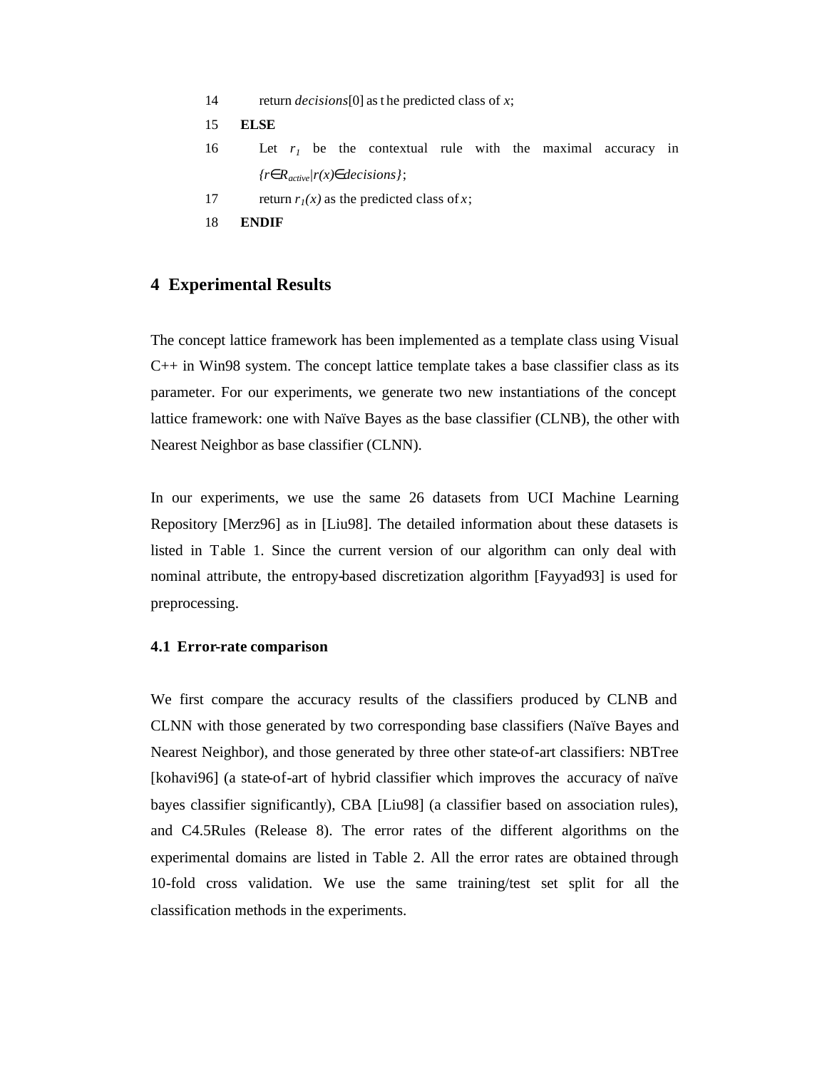14 return *decisions*[0] as the predicted class of *x*;

15 **ELSE**

16 Let $r_1$ be the contextual rule with the maximal accuracy in $\{r \in R_{active} | r(x) \in decisions\}$;

17 return $r_1(x)$ as the predicted class of *x*;

18 **ENDIF**

## 4 Experimental Results

The concept lattice framework has been implemented as a template class using Visual C++ in Win98 system. The concept lattice template takes a base classifier class as its parameter. For our experiments, we generate two new instantiations of the concept lattice framework: one with Naïve Bayes as the base classifier (CLNB), the other with Nearest Neighbor as base classifier (CLNN).

In our experiments, we use the same 26 datasets from UCI Machine Learning Repository [Merz96] as in [Liu98]. The detailed information about these datasets is listed in Table 1. Since the current version of our algorithm can only deal with nominal attribute, the entropy-based discretization algorithm [Fayyad93] is used for preprocessing.

### 4.1 Error-rate comparison

We first compare the accuracy results of the classifiers produced by CLNB and CLNN with those generated by two corresponding base classifiers (Naïve Bayes and Nearest Neighbor), and those generated by three other state-of-art classifiers: NBTree [kohavi96] (a state-of-art of hybrid classifier which improves the accuracy of naïve bayes classifier significantly), CBA [Liu98] (a classifier based on association rules), and C4.5Rules (Release 8). The error rates of the different algorithms on the experimental domains are listed in Table 2. All the error rates are obtained through 10-fold cross validation. We use the same training/test set split for all the classification methods in the experiments.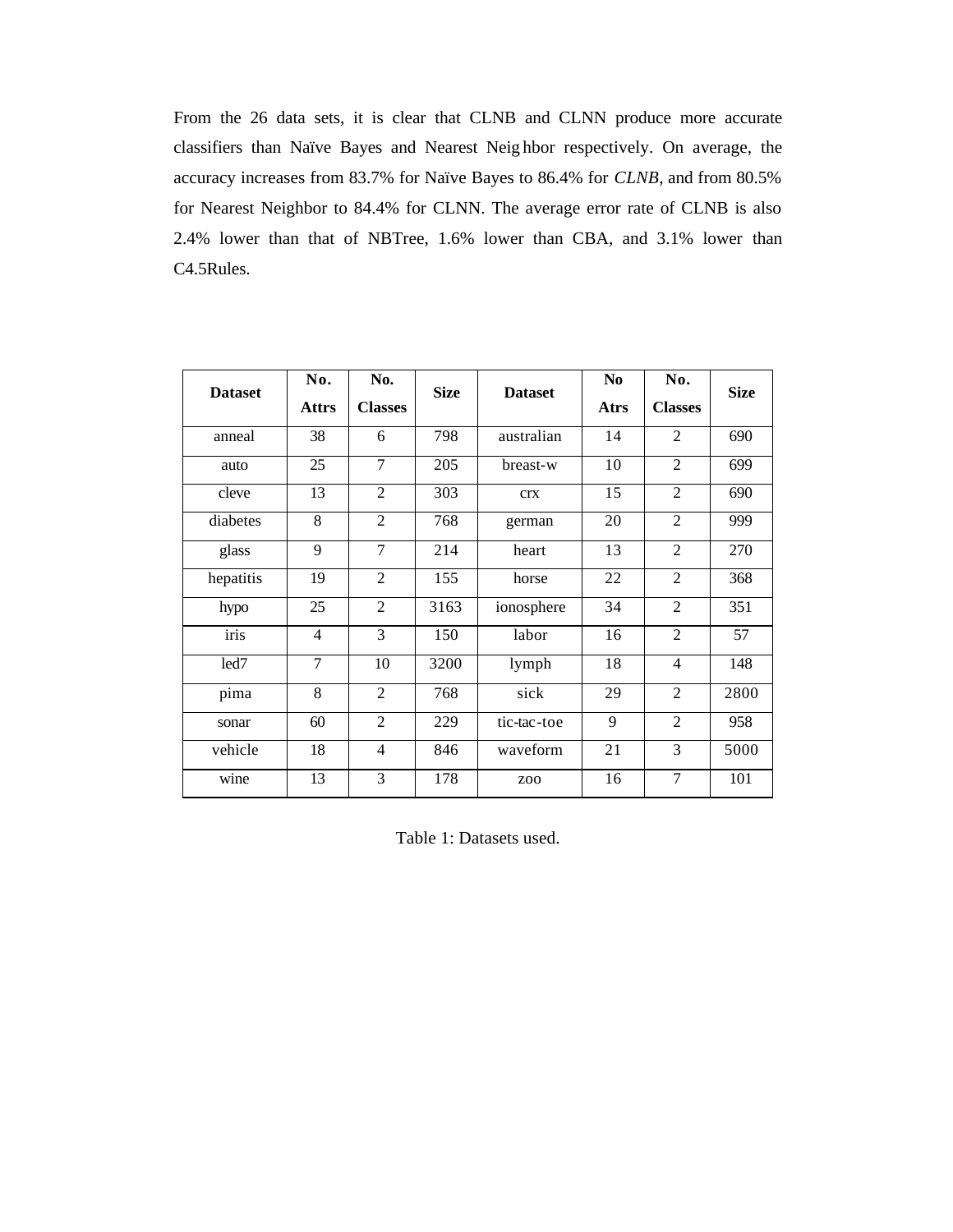From the 26 data sets, it is clear that CLNB and CLNN produce more accurate classifiers than Naïve Bayes and Nearest Neighbor respectively. On average, the accuracy increases from 83.7% for Naïve Bayes to 86.4% for *CLNB*, and from 80.5% for Nearest Neighbor to 84.4% for CLNN. The average error rate of CLNB is also 2.4% lower than that of NBTree, 1.6% lower than CBA, and 3.1% lower than C4.5Rules.

| **Dataset** | **No. Attrs** | **No. Classes** | **Size** | **Dataset** | **No Atrs** | **No. Classes** | **Size** |
|---|---|---|---|---|---|---|---|
| anneal | 38 | 6 | 798 | australian | 14 | 2 | 690 |
| auto | 25 | 7 | 205 | breast-w | 10 | 2 | 699 |
| cleve | 13 | 2 | 303 | crx | 15 | 2 | 690 |
| diabetes | 8 | 2 | 768 | german | 20 | 2 | 999 |
| glass | 9 | 7 | 214 | heart | 13 | 2 | 270 |
| hepatitis | 19 | 2 | 155 | horse | 22 | 2 | 368 |
| hypo | 25 | 2 | 3163 | ionosphere | 34 | 2 | 351 |
| iris | 4 | 3 | 150 | labor | 16 | 2 | 57 |
| led7 | 7 | 10 | 3200 | lymph | 18 | 4 | 148 |
| pima | 8 | 2 | 768 | sick | 29 | 2 | 2800 |
| sonar | 60 | 2 | 229 | tic-tac-toe | 9 | 2 | 958 |
| vehicle | 18 | 4 | 846 | waveform | 21 | 3 | 5000 |
| wine | 13 | 3 | 178 | zoo | 16 | 7 | 101 |

Table 1: Datasets used.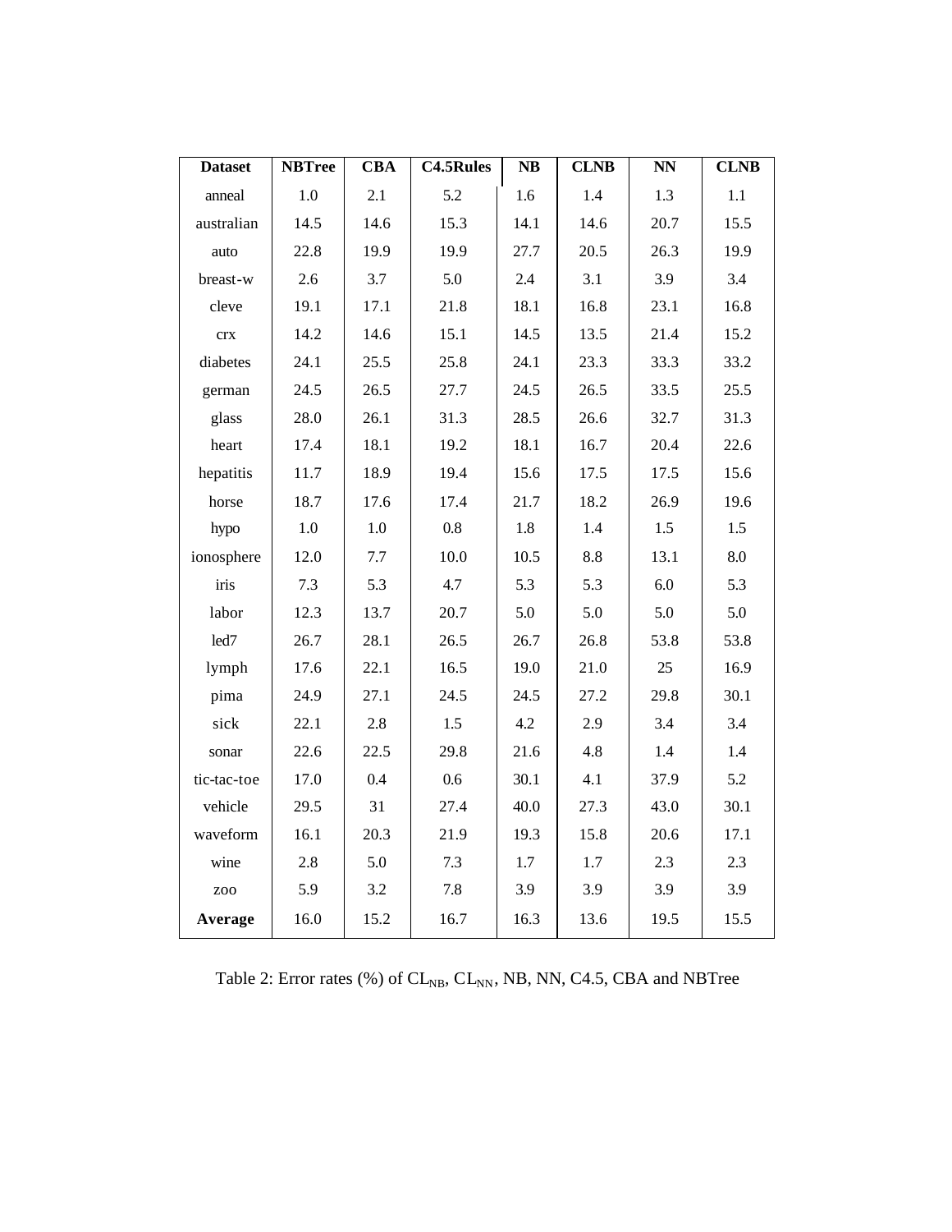| Dataset | NBTree | CBA | C4.5Rules | NB | CLNB | NN | CLNB |
|---|---|---|---|---|---|---|---|
| anneal | 1.0 | 2.1 | 5.2 | 1.6 | 1.4 | 1.3 | 1.1 |
| australian | 14.5 | 14.6 | 15.3 | 14.1 | 14.6 | 20.7 | 15.5 |
| auto | 22.8 | 19.9 | 19.9 | 27.7 | 20.5 | 26.3 | 19.9 |
| breast-w | 2.6 | 3.7 | 5.0 | 2.4 | 3.1 | 3.9 | 3.4 |
| cleve | 19.1 | 17.1 | 21.8 | 18.1 | 16.8 | 23.1 | 16.8 |
| crx | 14.2 | 14.6 | 15.1 | 14.5 | 13.5 | 21.4 | 15.2 |
| diabetes | 24.1 | 25.5 | 25.8 | 24.1 | 23.3 | 33.3 | 33.2 |
| german | 24.5 | 26.5 | 27.7 | 24.5 | 26.5 | 33.5 | 25.5 |
| glass | 28.0 | 26.1 | 31.3 | 28.5 | 26.6 | 32.7 | 31.3 |
| heart | 17.4 | 18.1 | 19.2 | 18.1 | 16.7 | 20.4 | 22.6 |
| hepatitis | 11.7 | 18.9 | 19.4 | 15.6 | 17.5 | 17.5 | 15.6 |
| horse | 18.7 | 17.6 | 17.4 | 21.7 | 18.2 | 26.9 | 19.6 |
| hypo | 1.0 | 1.0 | 0.8 | 1.8 | 1.4 | 1.5 | 1.5 |
| ionosphere | 12.0 | 7.7 | 10.0 | 10.5 | 8.8 | 13.1 | 8.0 |
| iris | 7.3 | 5.3 | 4.7 | 5.3 | 5.3 | 6.0 | 5.3 |
| labor | 12.3 | 13.7 | 20.7 | 5.0 | 5.0 | 5.0 | 5.0 |
| led7 | 26.7 | 28.1 | 26.5 | 26.7 | 26.8 | 53.8 | 53.8 |
| lymph | 17.6 | 22.1 | 16.5 | 19.0 | 21.0 | 25 | 16.9 |
| pima | 24.9 | 27.1 | 24.5 | 24.5 | 27.2 | 29.8 | 30.1 |
| sick | 22.1 | 2.8 | 1.5 | 4.2 | 2.9 | 3.4 | 3.4 |
| sonar | 22.6 | 22.5 | 29.8 | 21.6 | 4.8 | 1.4 | 1.4 |
| tic-tac-toe | 17.0 | 0.4 | 0.6 | 30.1 | 4.1 | 37.9 | 5.2 |
| vehicle | 29.5 | 31 | 27.4 | 40.0 | 27.3 | 43.0 | 30.1 |
| waveform | 16.1 | 20.3 | 21.9 | 19.3 | 15.8 | 20.6 | 17.1 |
| wine | 2.8 | 5.0 | 7.3 | 1.7 | 1.7 | 2.3 | 2.3 |
| zoo | 5.9 | 3.2 | 7.8 | 3.9 | 3.9 | 3.9 | 3.9 |
| **Average** | 16.0 | 15.2 | 16.7 | 16.3 | 13.6 | 19.5 | 15.5 |

Table 2: Error rates (%) of $CL_{NB}$, $CL_{NN}$, NB, NN, C4.5, CBA and NBTree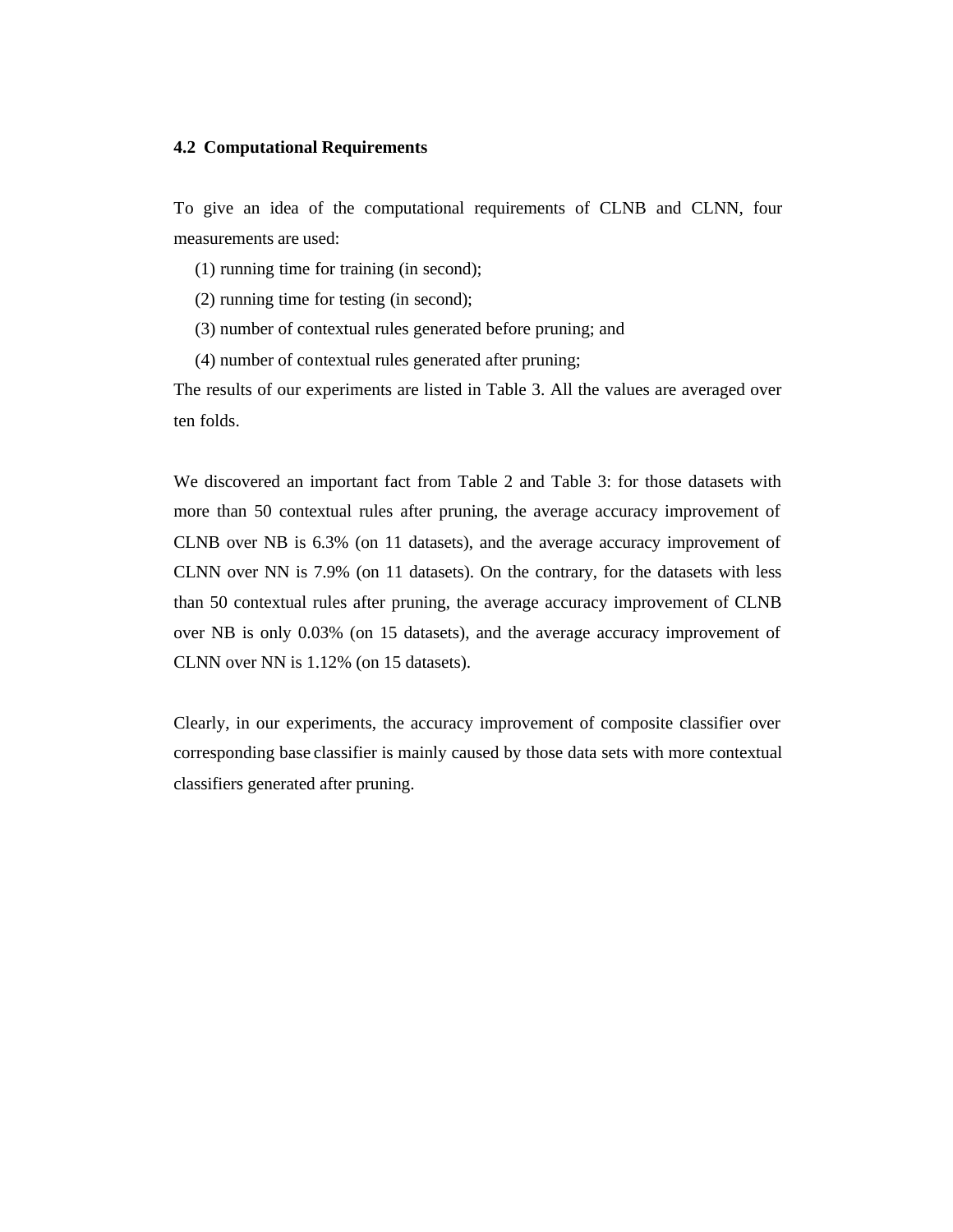### 4.2 Computational Requirements

To give an idea of the computational requirements of CLNB and CLNN, four measurements are used:

(1) running time for training (in second);

(2) running time for testing (in second);

(3) number of contextual rules generated before pruning; and

(4) number of contextual rules generated after pruning;

The results of our experiments are listed in Table 3. All the values are averaged over ten folds.

We discovered an important fact from Table 2 and Table 3: for those datasets with more than 50 contextual rules after pruning, the average accuracy improvement of CLNB over NB is 6.3% (on 11 datasets), and the average accuracy improvement of CLNN over NN is 7.9% (on 11 datasets). On the contrary, for the datasets with less than 50 contextual rules after pruning, the average accuracy improvement of CLNB over NB is only 0.03% (on 15 datasets), and the average accuracy improvement of CLNN over NN is 1.12% (on 15 datasets).

Clearly, in our experiments, the accuracy improvement of composite classifier over corresponding base classifier is mainly caused by those data sets with more contextual classifiers generated after pruning.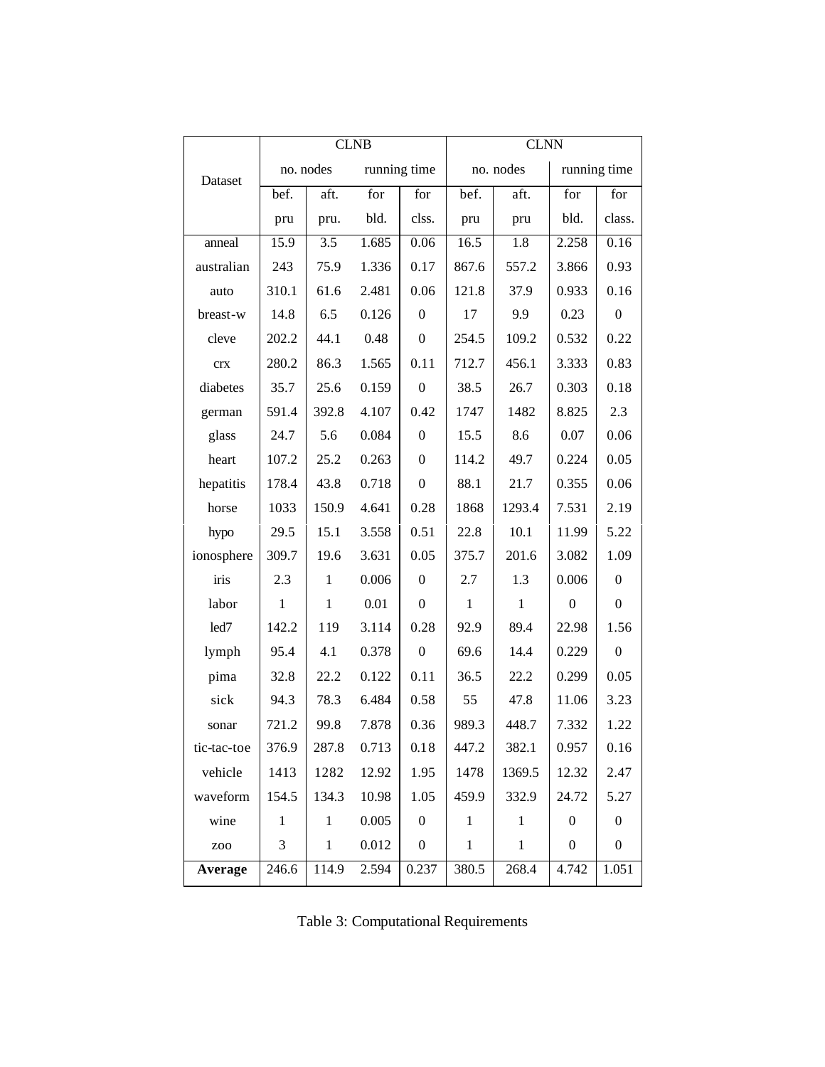| Dataset | CLNB | | | | CLNN | | | |
|---|---|---|---|---|---|---|---|---|
| | no. nodes | | running time | | no. nodes | | running time | |
| | bef. pru | aft. pru. | for bld. | for clss. | bef. pru | aft. pru | for bld. | for class. |
| anneal | 15.9 | 3.5 | 1.685 | 0.06 | 16.5 | 1.8 | 2.258 | 0.16 |
| australian | 243 | 75.9 | 1.336 | 0.17 | 867.6 | 557.2 | 3.866 | 0.93 |
| auto | 310.1 | 61.6 | 2.481 | 0.06 | 121.8 | 37.9 | 0.933 | 0.16 |
| breast-w | 14.8 | 6.5 | 0.126 | 0 | 17 | 9.9 | 0.23 | 0 |
| cleve | 202.2 | 44.1 | 0.48 | 0 | 254.5 | 109.2 | 0.532 | 0.22 |
| crx | 280.2 | 86.3 | 1.565 | 0.11 | 712.7 | 456.1 | 3.333 | 0.83 |
| diabetes | 35.7 | 25.6 | 0.159 | 0 | 38.5 | 26.7 | 0.303 | 0.18 |
| german | 591.4 | 392.8 | 4.107 | 0.42 | 1747 | 1482 | 8.825 | 2.3 |
| glass | 24.7 | 5.6 | 0.084 | 0 | 15.5 | 8.6 | 0.07 | 0.06 |
| heart | 107.2 | 25.2 | 0.263 | 0 | 114.2 | 49.7 | 0.224 | 0.05 |
| hepatitis | 178.4 | 43.8 | 0.718 | 0 | 88.1 | 21.7 | 0.355 | 0.06 |
| horse | 1033 | 150.9 | 4.641 | 0.28 | 1868 | 1293.4 | 7.531 | 2.19 |
| hypo | 29.5 | 15.1 | 3.558 | 0.51 | 22.8 | 10.1 | 11.99 | 5.22 |
| ionosphere | 309.7 | 19.6 | 3.631 | 0.05 | 375.7 | 201.6 | 3.082 | 1.09 |
| iris | 2.3 | 1 | 0.006 | 0 | 2.7 | 1.3 | 0.006 | 0 |
| labor | 1 | 1 | 0.01 | 0 | 1 | 1 | 0 | 0 |
| led7 | 142.2 | 119 | 3.114 | 0.28 | 92.9 | 89.4 | 22.98 | 1.56 |
| lymph | 95.4 | 4.1 | 0.378 | 0 | 69.6 | 14.4 | 0.229 | 0 |
| pima | 32.8 | 22.2 | 0.122 | 0.11 | 36.5 | 22.2 | 0.299 | 0.05 |
| sick | 94.3 | 78.3 | 6.484 | 0.58 | 55 | 47.8 | 11.06 | 3.23 |
| sonar | 721.2 | 99.8 | 7.878 | 0.36 | 989.3 | 448.7 | 7.332 | 1.22 |
| tic-tac-toe | 376.9 | 287.8 | 0.713 | 0.18 | 447.2 | 382.1 | 0.957 | 0.16 |
| vehicle | 1413 | 1282 | 12.92 | 1.95 | 1478 | 1369.5 | 12.32 | 2.47 |
| waveform | 154.5 | 134.3 | 10.98 | 1.05 | 459.9 | 332.9 | 24.72 | 5.27 |
| wine | 1 | 1 | 0.005 | 0 | 1 | 1 | 0 | 0 |
| zoo | 3 | 1 | 0.012 | 0 | 1 | 1 | 0 | 0 |
| **Average** | 246.6 | 114.9 | 2.594 | 0.237 | 380.5 | 268.4 | 4.742 | 1.051 |

Table 3: Computational Requirements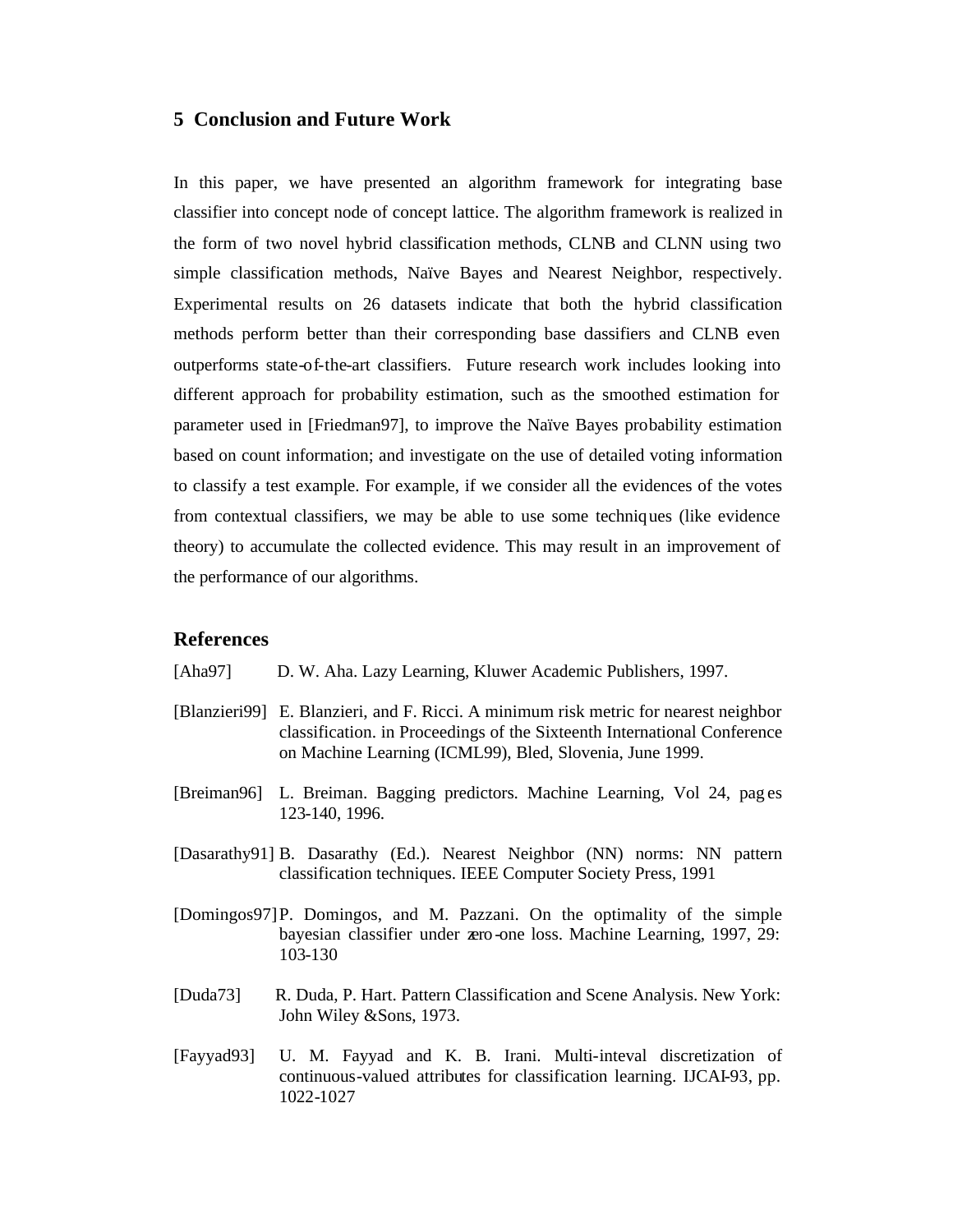## 5 Conclusion and Future Work

In this paper, we have presented an algorithm framework for integrating base classifier into concept node of concept lattice. The algorithm framework is realized in the form of two novel hybrid classification methods, CLNB and CLNN using two simple classification methods, Naïve Bayes and Nearest Neighbor, respectively. Experimental results on 26 datasets indicate that both the hybrid classification methods perform better than their corresponding base classifiers and CLNB even outperforms state-of-the-art classifiers. Future research work includes looking into different approach for probability estimation, such as the smoothed estimation for parameter used in [Friedman97], to improve the Naïve Bayes probability estimation based on count information; and investigate on the use of detailed voting information to classify a test example. For example, if we consider all the evidences of the votes from contextual classifiers, we may be able to use some techniques (like evidence theory) to accumulate the collected evidence. This may result in an improvement of the performance of our algorithms.

## References

[Aha97] D. W. Aha. Lazy Learning, Kluwer Academic Publishers, 1997.

[Blanzieri99] E. Blanzieri, and F. Ricci. A minimum risk metric for nearest neighbor classification. in Proceedings of the Sixteenth International Conference on Machine Learning (ICML99), Bled, Slovenia, June 1999.

[Breiman96] L. Breiman. Bagging predictors. Machine Learning, Vol 24, pages 123-140, 1996.

[Dasarathy91] B. Dasarathy (Ed.). Nearest Neighbor (NN) norms: NN pattern classification techniques. IEEE Computer Society Press, 1991

[Domingos97] P. Domingos, and M. Pazzani. On the optimality of the simple bayesian classifier under zero-one loss. Machine Learning, 1997, 29: 103-130

[Duda73] R. Duda, P. Hart. Pattern Classification and Scene Analysis. New York: John Wiley &Sons, 1973.

[Fayyad93] U. M. Fayyad and K. B. Irani. Multi-inteval discretization of continuous-valued attributes for classification learning. IJCAI-93, pp. 1022-1027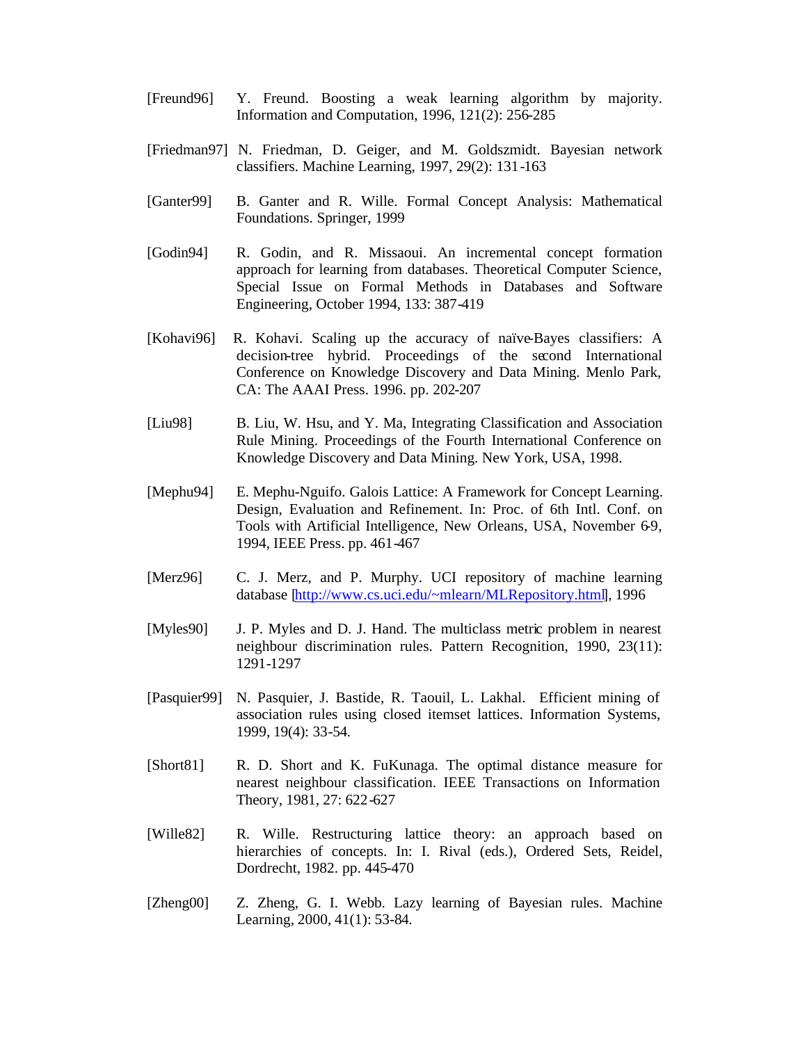[Freund96] Y. Freund. Boosting a weak learning algorithm by majority. Information and Computation, 1996, 121(2): 256-285

[Friedman97] N. Friedman, D. Geiger, and M. Goldszmidt. Bayesian network classifiers. Machine Learning, 1997, 29(2): 131-163

[Ganter99] B. Ganter and R. Wille. Formal Concept Analysis: Mathematical Foundations. Springer, 1999

[Godin94] R. Godin, and R. Missaoui. An incremental concept formation approach for learning from databases. Theoretical Computer Science, Special Issue on Formal Methods in Databases and Software Engineering, October 1994, 133: 387-419

[Kohavi96] R. Kohavi. Scaling up the accuracy of naïve-Bayes classifiers: A decision-tree hybrid. Proceedings of the second International Conference on Knowledge Discovery and Data Mining. Menlo Park, CA: The AAAI Press. 1996. pp. 202-207

[Liu98] B. Liu, W. Hsu, and Y. Ma, Integrating Classification and Association Rule Mining. Proceedings of the Fourth International Conference on Knowledge Discovery and Data Mining. New York, USA, 1998.

[Mephu94] E. Mephu-Nguifo. Galois Lattice: A Framework for Concept Learning. Design, Evaluation and Refinement. In: Proc. of 6th Intl. Conf. on Tools with Artificial Intelligence, New Orleans, USA, November 6-9, 1994, IEEE Press. pp. 461-467

[Merz96] C. J. Merz, and P. Murphy. UCI repository of machine learning database [http://www.cs.uci.edu/~mlearn/MLRepository.html], 1996

[Myles90] J. P. Myles and D. J. Hand. The multiclass metric problem in nearest neighbour discrimination rules. Pattern Recognition, 1990, 23(11): 1291-1297

[Pasquier99] N. Pasquier, J. Bastide, R. Taouil, L. Lakhal. Efficient mining of association rules using closed itemset lattices. Information Systems, 1999, 19(4): 33-54.

[Short81] R. D. Short and K. FuKunaga. The optimal distance measure for nearest neighbour classification. IEEE Transactions on Information Theory, 1981, 27: 622-627

[Wille82] R. Wille. Restructuring lattice theory: an approach based on hierarchies of concepts. In: I. Rival (eds.), Ordered Sets, Reidel, Dordrecht, 1982. pp. 445-470

[Zheng00] Z. Zheng, G. I. Webb. Lazy learning of Bayesian rules. Machine Learning, 2000, 41(1): 53-84.